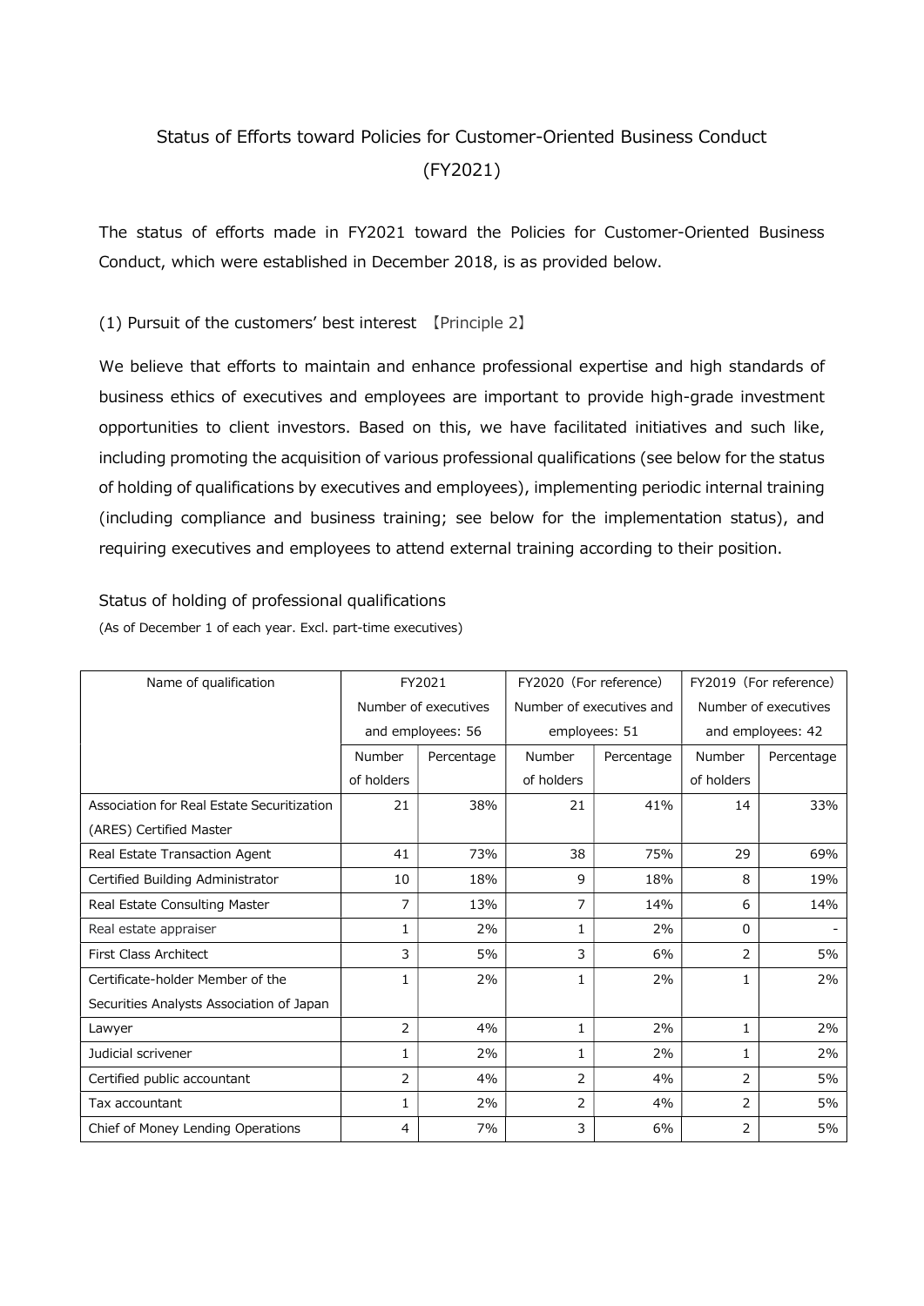# Status of Efforts toward Policies for Customer-Oriented Business Conduct (FY2021)

The status of efforts made in FY2021 toward the Policies for Customer-Oriented Business Conduct, which were established in December 2018, is as provided below.

## (1) Pursuit of the customers' best interest 【Principle 2】

We believe that efforts to maintain and enhance professional expertise and high standards of business ethics of executives and employees are important to provide high-grade investment opportunities to client investors. Based on this, we have facilitated initiatives and such like, including promoting the acquisition of various professional qualifications (see below for the status of holding of qualifications by executives and employees), implementing periodic internal training (including compliance and business training; see below for the implementation status), and requiring executives and employees to attend external training according to their position.

### Status of holding of professional qualifications

(As of December 1 of each year. Excl. part-time executives)

| Name of qualification | FY2021 Number of executives and employees: 56 | | FY2020 (For reference) Number of executives and employees: 51 | | FY2019 (For reference) Number of executives and employees: 42 | |
|---|---|---|---|---|---|---|
| | Number of holders | Percentage | Number of holders | Percentage | Number of holders | Percentage |
| Association for Real Estate Securitization (ARES) Certified Master | 21 | 38% | 21 | 41% | 14 | 33% |
| Real Estate Transaction Agent | 41 | 73% | 38 | 75% | 29 | 69% |
| Certified Building Administrator | 10 | 18% | 9 | 18% | 8 | 19% |
| Real Estate Consulting Master | 7 | 13% | 7 | 14% | 6 | 14% |
| Real estate appraiser | 1 | 2% | 1 | 2% | 0 | - |
| First Class Architect | 3 | 5% | 3 | 6% | 2 | 5% |
| Certificate-holder Member of the Securities Analysts Association of Japan | 1 | 2% | 1 | 2% | 1 | 2% |
| Lawyer | 2 | 4% | 1 | 2% | 1 | 2% |
| Judicial scrivener | 1 | 2% | 1 | 2% | 1 | 2% |
| Certified public accountant | 2 | 4% | 2 | 4% | 2 | 5% |
| Tax accountant | 1 | 2% | 2 | 4% | 2 | 5% |
| Chief of Money Lending Operations | 4 | 7% | 3 | 6% | 2 | 5% |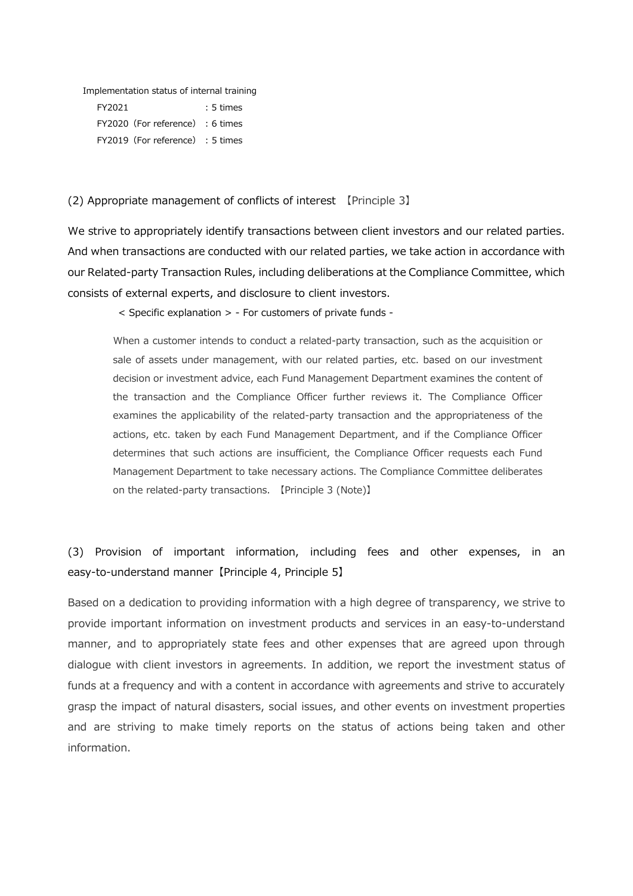Implementation status of internal training

| | |
|---|---|
| FY2021 | : 5 times |
| FY2020（For reference） | : 6 times |
| FY2019（For reference） | : 5 times |

## (2) Appropriate management of conflicts of interest 【Principle 3】

We strive to appropriately identify transactions between client investors and our related parties. And when transactions are conducted with our related parties, we take action in accordance with our Related-party Transaction Rules, including deliberations at the Compliance Committee, which consists of external experts, and disclosure to client investors.

< Specific explanation > - For customers of private funds -

When a customer intends to conduct a related-party transaction, such as the acquisition or sale of assets under management, with our related parties, etc. based on our investment decision or investment advice, each Fund Management Department examines the content of the transaction and the Compliance Officer further reviews it. The Compliance Officer examines the applicability of the related-party transaction and the appropriateness of the actions, etc. taken by each Fund Management Department, and if the Compliance Officer determines that such actions are insufficient, the Compliance Officer requests each Fund Management Department to take necessary actions. The Compliance Committee deliberates on the related-party transactions. 【Principle 3 (Note)】

## (3) Provision of important information, including fees and other expenses, in an easy-to-understand manner【Principle 4, Principle 5】

Based on a dedication to providing information with a high degree of transparency, we strive to provide important information on investment products and services in an easy-to-understand manner, and to appropriately state fees and other expenses that are agreed upon through dialogue with client investors in agreements. In addition, we report the investment status of funds at a frequency and with a content in accordance with agreements and strive to accurately grasp the impact of natural disasters, social issues, and other events on investment properties and are striving to make timely reports on the status of actions being taken and other information.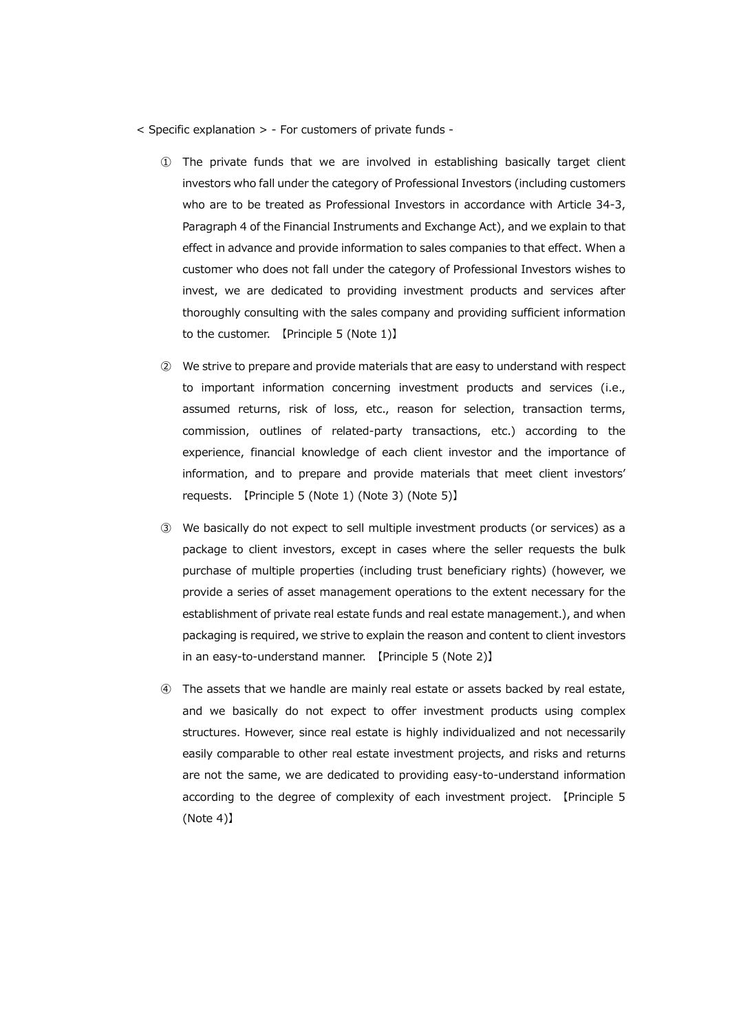< Specific explanation > - For customers of private funds -

① The private funds that we are involved in establishing basically target client investors who fall under the category of Professional Investors (including customers who are to be treated as Professional Investors in accordance with Article 34-3, Paragraph 4 of the Financial Instruments and Exchange Act), and we explain to that effect in advance and provide information to sales companies to that effect. When a customer who does not fall under the category of Professional Investors wishes to invest, we are dedicated to providing investment products and services after thoroughly consulting with the sales company and providing sufficient information to the customer. 【Principle 5 (Note 1)】

② We strive to prepare and provide materials that are easy to understand with respect to important information concerning investment products and services (i.e., assumed returns, risk of loss, etc., reason for selection, transaction terms, commission, outlines of related-party transactions, etc.) according to the experience, financial knowledge of each client investor and the importance of information, and to prepare and provide materials that meet client investors' requests. 【Principle 5 (Note 1) (Note 3) (Note 5)】

③ We basically do not expect to sell multiple investment products (or services) as a package to client investors, except in cases where the seller requests the bulk purchase of multiple properties (including trust beneficiary rights) (however, we provide a series of asset management operations to the extent necessary for the establishment of private real estate funds and real estate management.), and when packaging is required, we strive to explain the reason and content to client investors in an easy-to-understand manner. 【Principle 5 (Note 2)】

④ The assets that we handle are mainly real estate or assets backed by real estate, and we basically do not expect to offer investment products using complex structures. However, since real estate is highly individualized and not necessarily easily comparable to other real estate investment projects, and risks and returns are not the same, we are dedicated to providing easy-to-understand information according to the degree of complexity of each investment project. 【Principle 5 (Note 4)】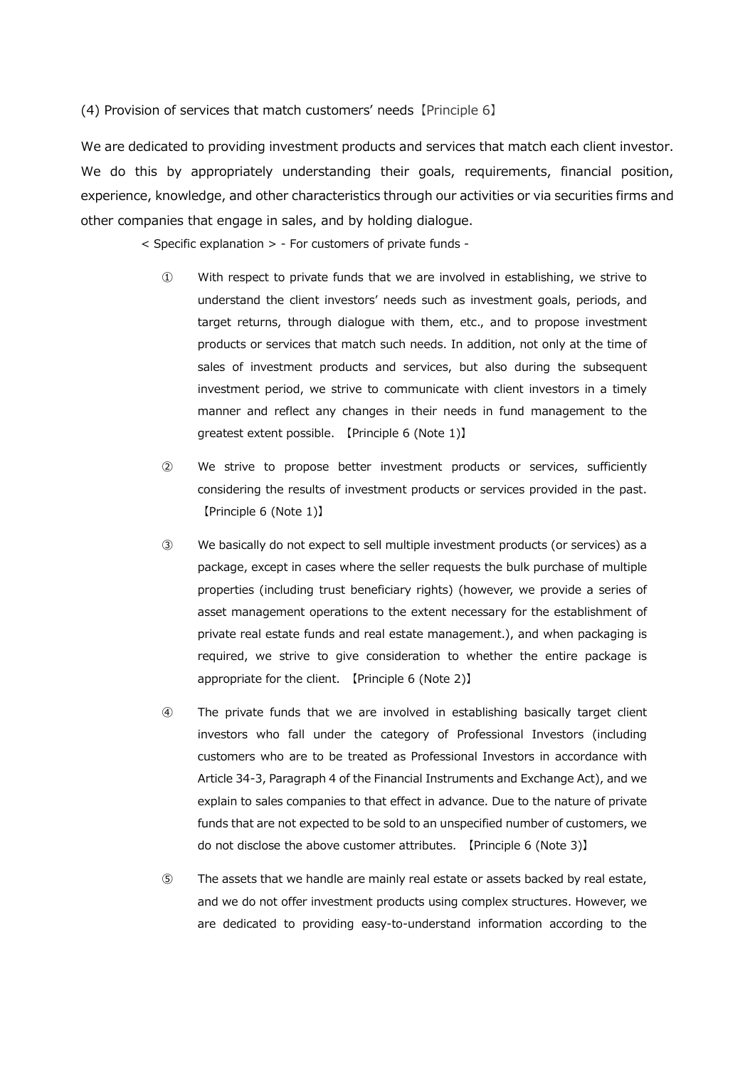(4) Provision of services that match customers' needs【Principle 6】

We are dedicated to providing investment products and services that match each client investor. We do this by appropriately understanding their goals, requirements, financial position, experience, knowledge, and other characteristics through our activities or via securities firms and other companies that engage in sales, and by holding dialogue.

< Specific explanation > - For customers of private funds -

① With respect to private funds that we are involved in establishing, we strive to understand the client investors' needs such as investment goals, periods, and target returns, through dialogue with them, etc., and to propose investment products or services that match such needs. In addition, not only at the time of sales of investment products and services, but also during the subsequent investment period, we strive to communicate with client investors in a timely manner and reflect any changes in their needs in fund management to the greatest extent possible. 【Principle 6 (Note 1)】

② We strive to propose better investment products or services, sufficiently considering the results of investment products or services provided in the past. 【Principle 6 (Note 1)】

③ We basically do not expect to sell multiple investment products (or services) as a package, except in cases where the seller requests the bulk purchase of multiple properties (including trust beneficiary rights) (however, we provide a series of asset management operations to the extent necessary for the establishment of private real estate funds and real estate management.), and when packaging is required, we strive to give consideration to whether the entire package is appropriate for the client. 【Principle 6 (Note 2)】

④ The private funds that we are involved in establishing basically target client investors who fall under the category of Professional Investors (including customers who are to be treated as Professional Investors in accordance with Article 34-3, Paragraph 4 of the Financial Instruments and Exchange Act), and we explain to sales companies to that effect in advance. Due to the nature of private funds that are not expected to be sold to an unspecified number of customers, we do not disclose the above customer attributes. 【Principle 6 (Note 3)】

⑤ The assets that we handle are mainly real estate or assets backed by real estate, and we do not offer investment products using complex structures. However, we are dedicated to providing easy-to-understand information according to the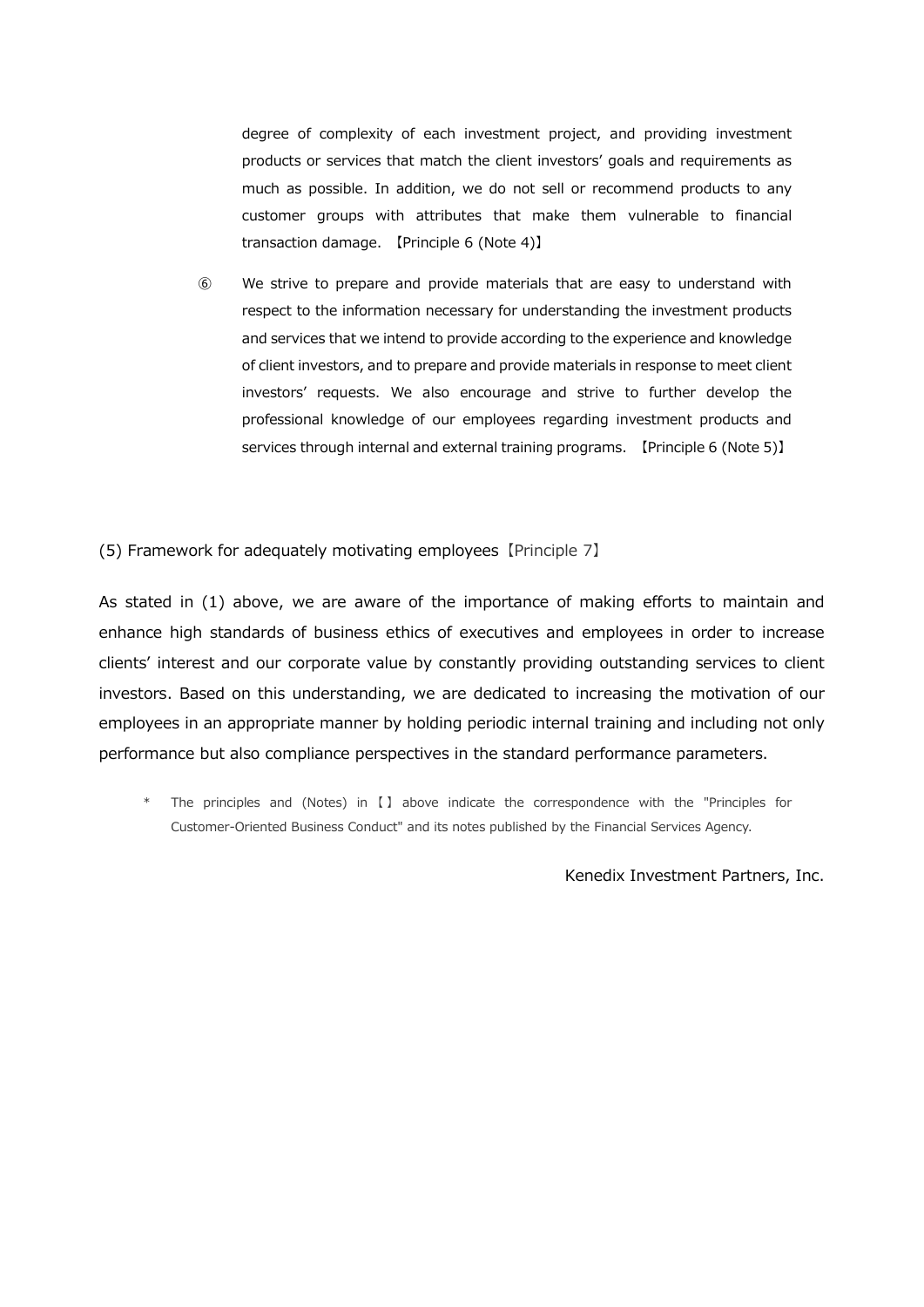degree of complexity of each investment project, and providing investment products or services that match the client investors' goals and requirements as much as possible. In addition, we do not sell or recommend products to any customer groups with attributes that make them vulnerable to financial transaction damage. 【Principle 6 (Note 4)】

⑥ We strive to prepare and provide materials that are easy to understand with respect to the information necessary for understanding the investment products and services that we intend to provide according to the experience and knowledge of client investors, and to prepare and provide materials in response to meet client investors' requests. We also encourage and strive to further develop the professional knowledge of our employees regarding investment products and services through internal and external training programs. 【Principle 6 (Note 5)】

(5) Framework for adequately motivating employees【Principle 7】

As stated in (1) above, we are aware of the importance of making efforts to maintain and enhance high standards of business ethics of executives and employees in order to increase clients' interest and our corporate value by constantly providing outstanding services to client investors. Based on this understanding, we are dedicated to increasing the motivation of our employees in an appropriate manner by holding periodic internal training and including not only performance but also compliance perspectives in the standard performance parameters.

\* The principles and (Notes) in 【】 above indicate the correspondence with the "Principles for Customer-Oriented Business Conduct" and its notes published by the Financial Services Agency.

Kenedix Investment Partners, Inc.